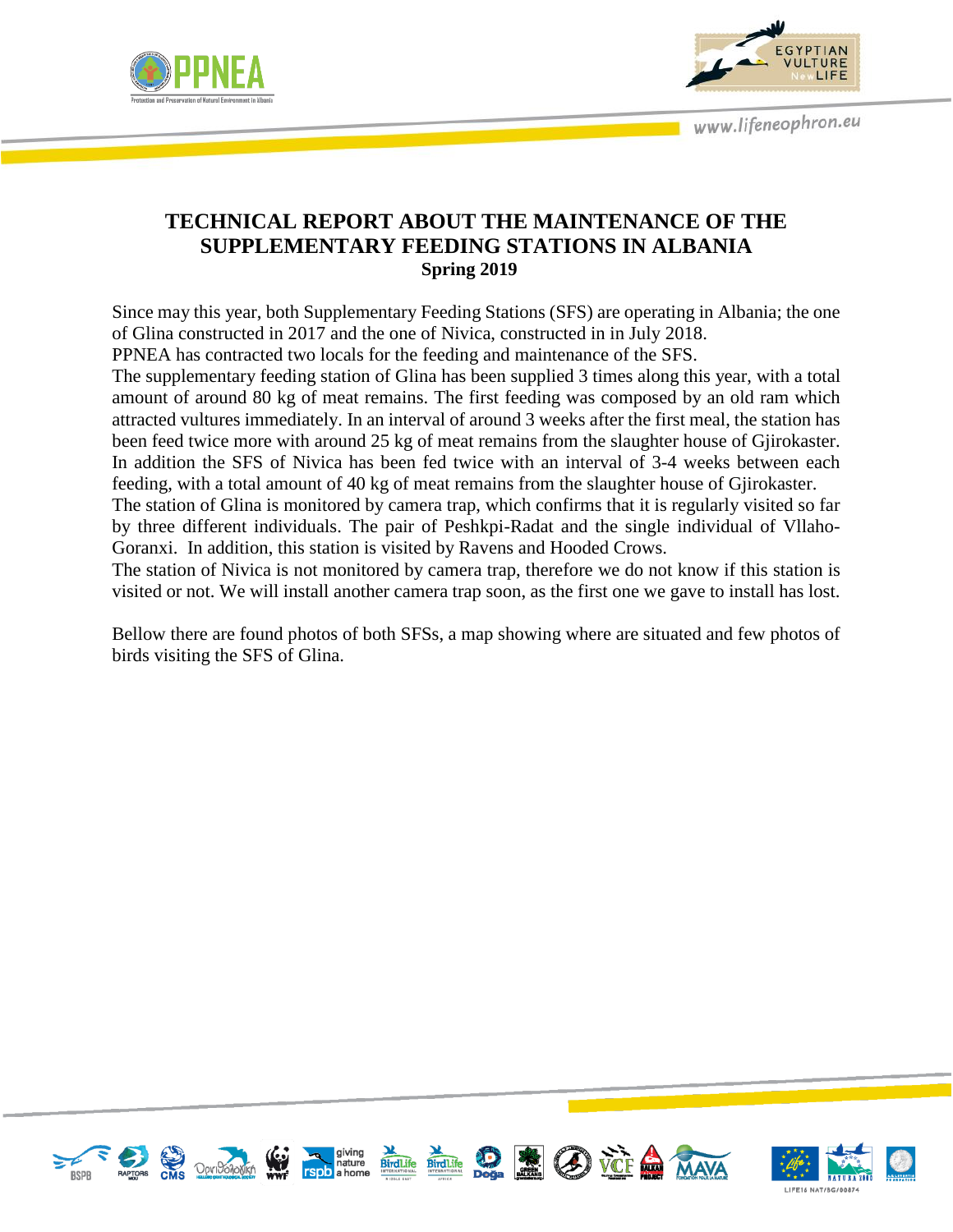# TECHNICAL REPORT ABOUT THE MAINTENANCE OF THE SUPPLEMENTARY FEEDING STATIONS IN ALBANIA

**Spring 2019**

Since may this year, both Supplementary Feeding Stations (SFS) are operating in Albania; the one of Glina constructed in 2017 and the one of Nivica, constructed in in July 2018.

PPNEA has contracted two locals for the feeding and maintenance of the SFS.

The supplementary feeding station of Glina has been supplied 3 times along this year, with a total amount of around 80 kg of meat remains. The first feeding was composed by an old ram which attracted vultures immediately. In an interval of around 3 weeks after the first meal, the station has been feed twice more with around 25 kg of meat remains from the slaughter house of Gjirokaster. In addition the SFS of Nivica has been fed twice with an interval of 3-4 weeks between each feeding, with a total amount of 40 kg of meat remains from the slaughter house of Gjirokaster.

The station of Glina is monitored by camera trap, which confirms that it is regularly visited so far by three different individuals. The pair of Peshkpi-Radat and the single individual of Vllaho-Goranxi. In addition, this station is visited by Ravens and Hooded Crows.

The station of Nivica is not monitored by camera trap, therefore we do not know if this station is visited or not. We will install another camera trap soon, as the first one we gave to install has lost.

Bellow there are found photos of both SFSs, a map showing where are situated and few photos of birds visiting the SFS of Glina.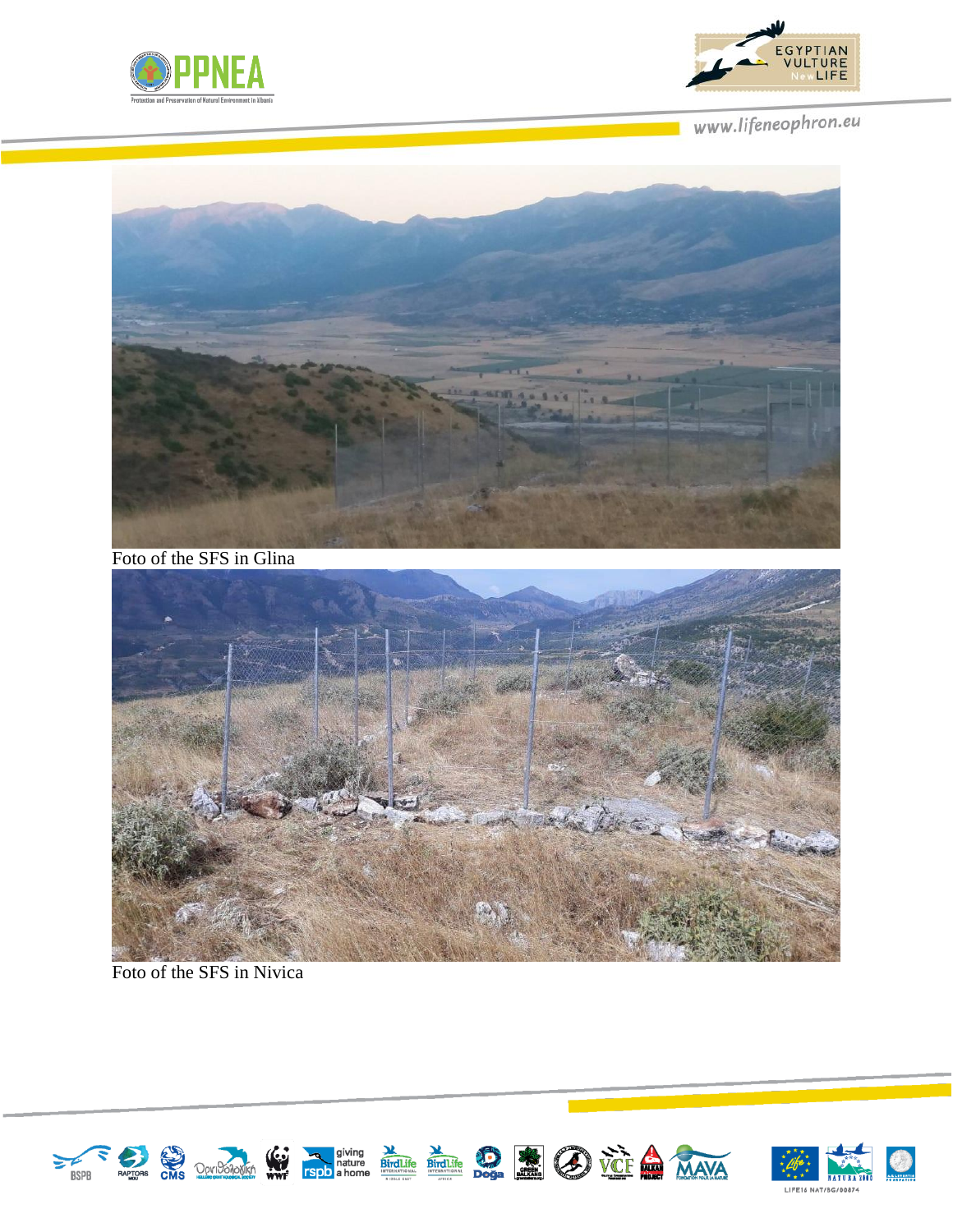Foto of the SFS in Glina

Foto of the SFS in Nivica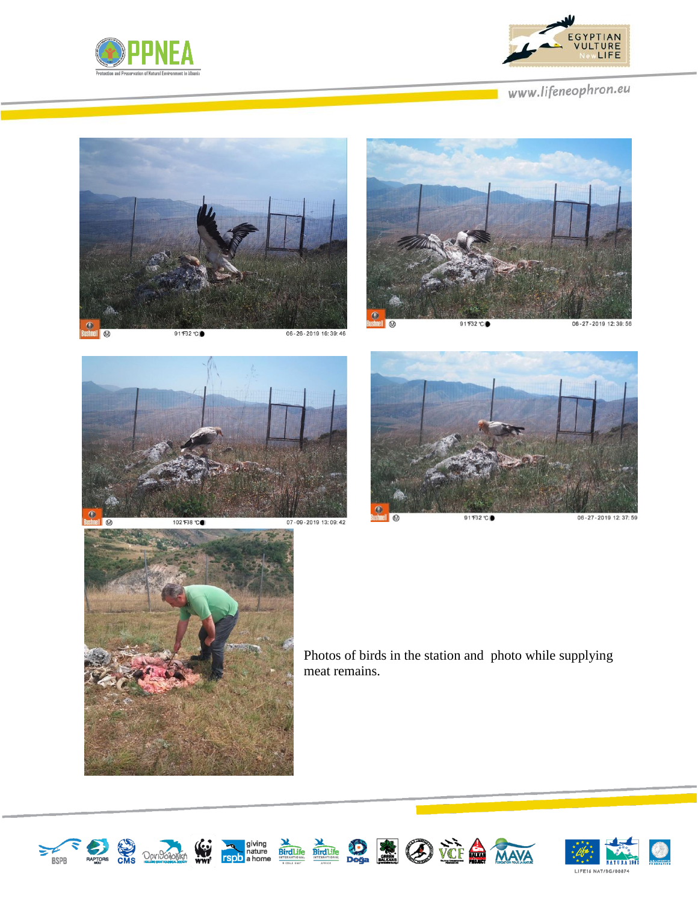Photos of birds in the station and photo while supplying meat remains.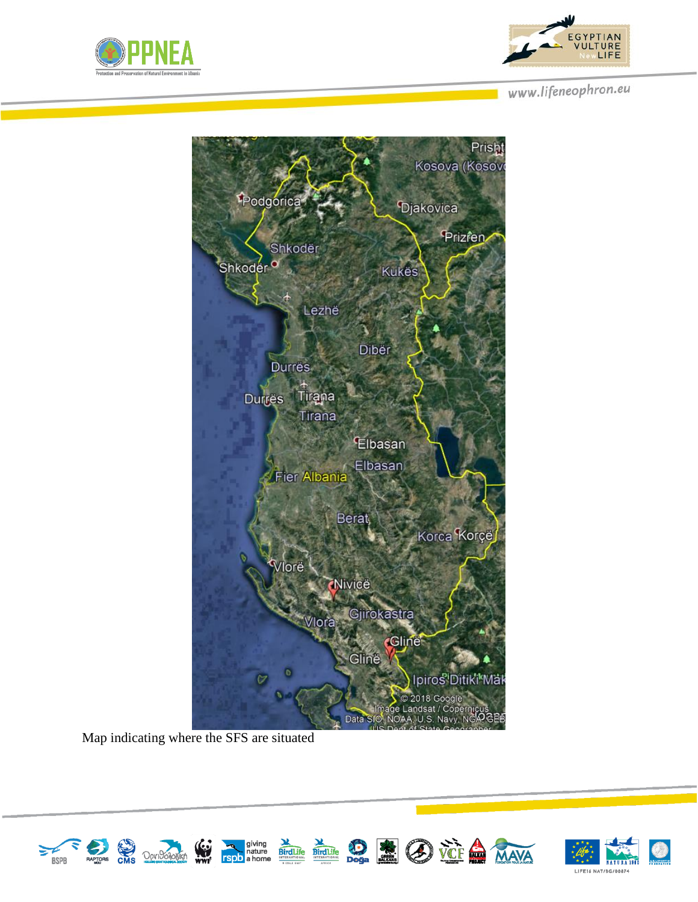Map indicating where the SFS are situated